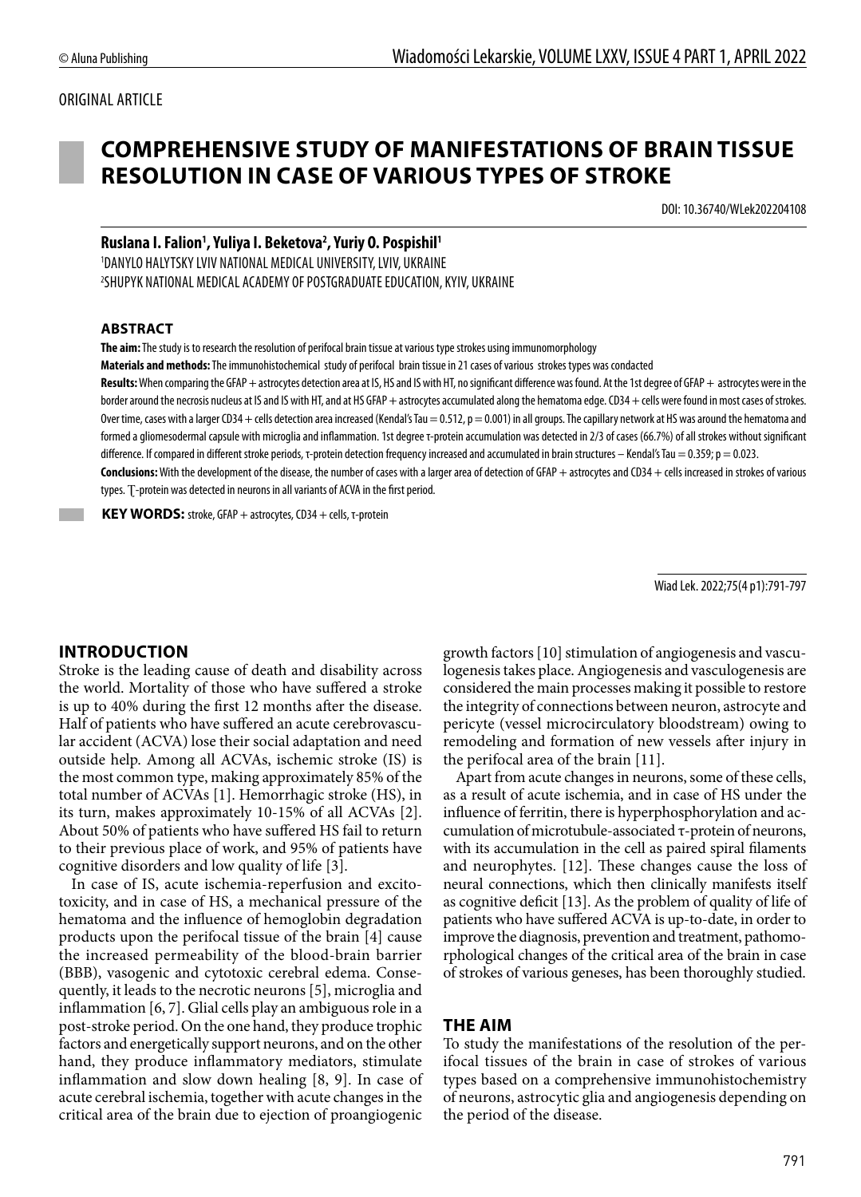ORIGINAL ARTICLE

# COMPREHENSIVE STUDY OF MANIFESTATIONS OF BRAIN TISSUE RESOLUTION IN CASE OF VARIOUS TYPES OF STROKE

DOI: 10.36740/WLek202204108

**Ruslana I. Falion[1], Yuliya I. Beketova[2], Yuriy O. Pospishil[1]**

[1]DANYLO HALYTSKY LVIV NATIONAL MEDICAL UNIVERSITY, LVIV, UKRAINE
[2]SHUPYK NATIONAL MEDICAL ACADEMY OF POSTGRADUATE EDUCATION, KYIV, UKRAINE

### ABSTRACT

**The aim:** The study is to research the resolution of perifocal brain tissue at various type strokes using immunomorphology

**Materials and methods:** The immunohistochemical study of perifocal brain tissue in 21 cases of various strokes types was condacted

**Results:** When comparing the GFAP + astrocytes detection area at IS, HS and IS with HT, no significant difference was found. At the 1st degree of GFAP + astrocytes were in the border around the necrosis nucleus at IS and IS with HT, and at HS GFAP + astrocytes accumulated along the hematoma edge. CD34 + cells were found in most cases of strokes. Over time, cases with a larger CD34 + cells detection area increased (Kendal's Tau = 0.512, p = 0.001) in all groups. The capillary network at HS was around the hematoma and formed a gliomesodermal capsule with microglia and inflammation. 1st degree τ-protein accumulation was detected in 2/3 of cases (66.7%) of all strokes without significant difference. If compared in different stroke periods, τ-protein detection frequency increased and accumulated in brain structures – Kendal's Tau = 0.359; p = 0.023.

**Conclusions:** With the development of the disease, the number of cases with a larger area of detection of GFAP + astrocytes and CD34 + cells increased in strokes of various types. Ţ-protein was detected in neurons in all variants of ACVA in the first period.

**KEY WORDS:** stroke, GFAP + astrocytes, CD34 + cells, τ-protein

Wiad Lek. 2022;75(4 p1):791-797

## INTRODUCTION

Stroke is the leading cause of death and disability across the world. Mortality of those who have suffered a stroke is up to 40% during the first 12 months after the disease. Half of patients who have suffered an acute cerebrovascular accident (ACVA) lose their social adaptation and need outside help. Among all ACVAs, ischemic stroke (IS) is the most common type, making approximately 85% of the total number of ACVAs [1]. Hemorrhagic stroke (HS), in its turn, makes approximately 10-15% of all ACVAs [2]. About 50% of patients who have suffered HS fail to return to their previous place of work, and 95% of patients have cognitive disorders and low quality of life [3].

In case of IS, acute ischemia-reperfusion and excitotoxicity, and in case of HS, a mechanical pressure of the hematoma and the influence of hemoglobin degradation products upon the perifocal tissue of the brain [4] cause the increased permeability of the blood-brain barrier (BBB), vasogenic and cytotoxic cerebral edema. Consequently, it leads to the necrotic neurons [5], microglia and inflammation [6, 7]. Glial cells play an ambiguous role in a post-stroke period. On the one hand, they produce trophic factors and energetically support neurons, and on the other hand, they produce inflammatory mediators, stimulate inflammation and slow down healing [8, 9]. In case of acute cerebral ischemia, together with acute changes in the critical area of the brain due to ejection of proangiogenic growth factors [10] stimulation of angiogenesis and vasculogenesis takes place. Angiogenesis and vasculogenesis are considered the main processes making it possible to restore the integrity of connections between neuron, astrocyte and pericyte (vessel microcirculatory bloodstream) owing to remodeling and formation of new vessels after injury in the perifocal area of the brain [11].

Apart from acute changes in neurons, some of these cells, as a result of acute ischemia, and in case of HS under the influence of ferritin, there is hyperphosphorylation and accumulation of microtubule-associated τ-protein of neurons, with its accumulation in the cell as paired spiral filaments and neurophytes. [12]. These changes cause the loss of neural connections, which then clinically manifests itself as cognitive deficit [13]. As the problem of quality of life of patients who have suffered ACVA is up-to-date, in order to improve the diagnosis, prevention and treatment, pathomorphological changes of the critical area of the brain in case of strokes of various geneses, has been thoroughly studied.

## THE AIM

To study the manifestations of the resolution of the perifocal tissues of the brain in case of strokes of various types based on a comprehensive immunohistochemistry of neurons, astrocytic glia and angiogenesis depending on the period of the disease.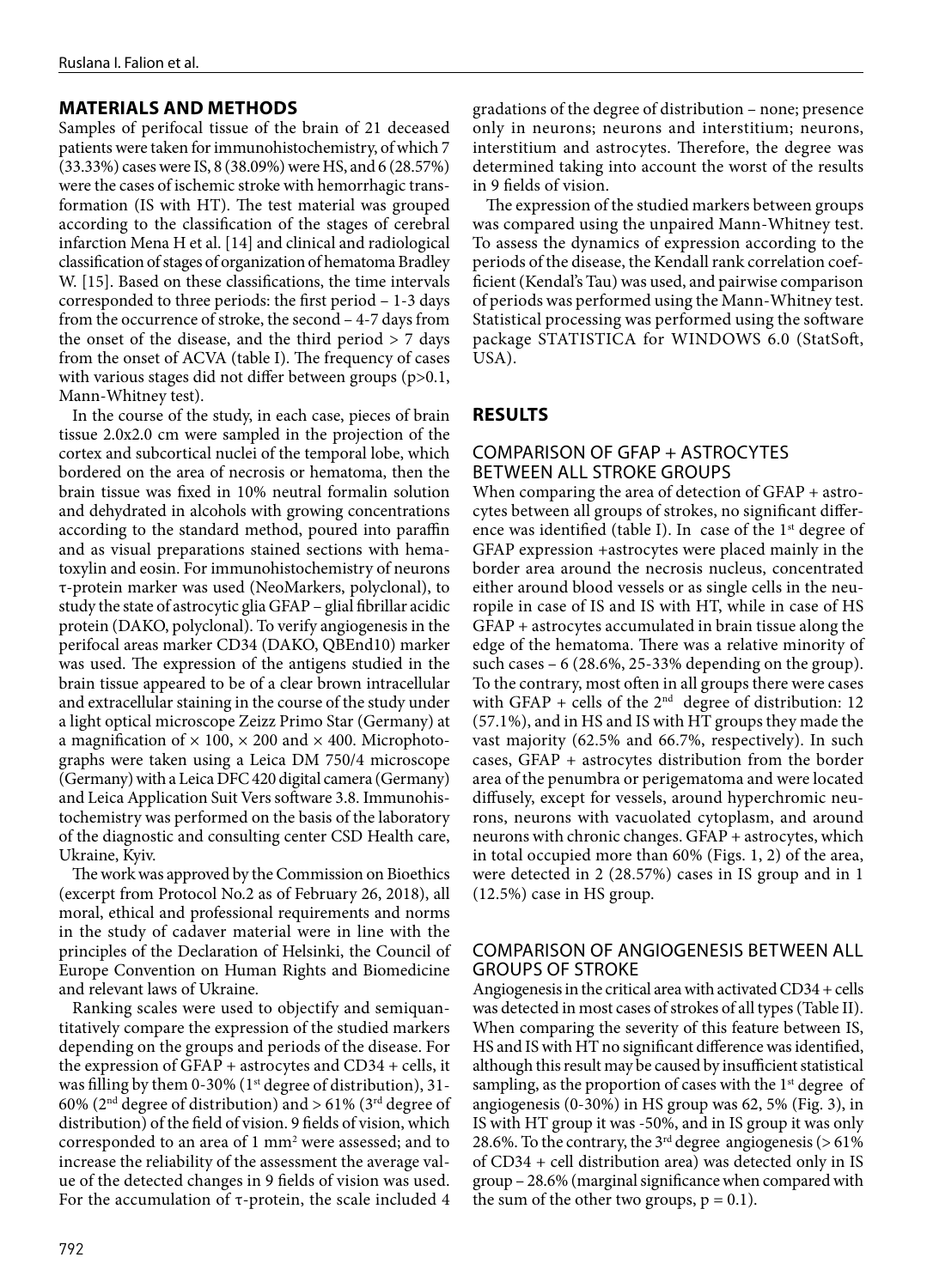## MATERIALS AND METHODS

Samples of perifocal tissue of the brain of 21 deceased patients were taken for immunohistochemistry, of which 7 (33.33%) cases were IS, 8 (38.09%) were HS, and 6 (28.57%) were the cases of ischemic stroke with hemorrhagic transformation (IS with HT). The test material was grouped according to the classification of the stages of cerebral infarction Mena H et al. [14] and clinical and radiological classification of stages of organization of hematoma Bradley W. [15]. Based on these classifications, the time intervals corresponded to three periods: the first period – 1-3 days from the occurrence of stroke, the second – 4-7 days from the onset of the disease, and the third period > 7 days from the onset of ACVA (table I). The frequency of cases with various stages did not differ between groups (p>0.1, Mann-Whitney test).

In the course of the study, in each case, pieces of brain tissue 2.0x2.0 cm were sampled in the projection of the cortex and subcortical nuclei of the temporal lobe, which bordered on the area of necrosis or hematoma, then the brain tissue was fixed in 10% neutral formalin solution and dehydrated in alcohols with growing concentrations according to the standard method, poured into paraffin and as visual preparations stained sections with hematoxylin and eosin. For immunohistochemistry of neurons τ-protein marker was used (NeoMarkers, polyclonal), to study the state of astrocytic glia GFAP – glial fibrillar acidic protein (DAKO, polyclonal). To verify angiogenesis in the perifocal areas marker CD34 (DAKO, QBEnd10) marker was used. The expression of the antigens studied in the brain tissue appeared to be of a clear brown intracellular and extracellular staining in the course of the study under a light optical microscope Zeizz Primo Star (Germany) at a magnification of × 100, × 200 and × 400. Microphotographs were taken using a Leica DM 750/4 microscope (Germany) with a Leica DFC 420 digital camera (Germany) and Leica Application Suit Vers software 3.8. Immunohistochemistry was performed on the basis of the laboratory of the diagnostic and consulting center CSD Health care, Ukraine, Kyiv.

The work was approved by the Commission on Bioethics (excerpt from Protocol No.2 as of February 26, 2018), all moral, ethical and professional requirements and norms in the study of cadaver material were in line with the principles of the Declaration of Helsinki, the Council of Europe Convention on Human Rights and Biomedicine and relevant laws of Ukraine.

Ranking scales were used to objectify and semiquantitatively compare the expression of the studied markers depending on the groups and periods of the disease. For the expression of GFAP + astrocytes and CD34 + cells, it was filling by them 0-30% (1st degree of distribution), 31-60% (2nd degree of distribution) and > 61% (3rd degree of distribution) of the field of vision. 9 fields of vision, which corresponded to an area of 1 mm$^2$ were assessed; and to increase the reliability of the assessment the average value of the detected changes in 9 fields of vision was used. For the accumulation of τ-protein, the scale included 4 gradations of the degree of distribution – none; presence only in neurons; neurons and interstitium; neurons, interstitium and astrocytes. Therefore, the degree was determined taking into account the worst of the results in 9 fields of vision.

The expression of the studied markers between groups was compared using the unpaired Mann-Whitney test. To assess the dynamics of expression according to the periods of the disease, the Kendall rank correlation coefficient (Kendal's Tau) was used, and pairwise comparison of periods was performed using the Mann-Whitney test. Statistical processing was performed using the software package STATISTICA for WINDOWS 6.0 (StatSoft, USA).

## RESULTS

### COMPARISON OF GFAP + ASTROCYTES BETWEEN ALL STROKE GROUPS

When comparing the area of detection of GFAP + astrocytes between all groups of strokes, no significant difference was identified (table I). In case of the 1st degree of GFAP expression +astrocytes were placed mainly in the border area around the necrosis nucleus, concentrated either around blood vessels or as single cells in the neuropile in case of IS and IS with HT, while in case of HS GFAP + astrocytes accumulated in brain tissue along the edge of the hematoma. There was a relative minority of such cases – 6 (28.6%, 25-33% depending on the group). To the contrary, most often in all groups there were cases with GFAP + cells of the 2nd degree of distribution: 12 (57.1%), and in HS and IS with HT groups they made the vast majority (62.5% and 66.7%, respectively). In such cases, GFAP + astrocytes distribution from the border area of the penumbra or perigematoma and were located diffusely, except for vessels, around hyperchromic neurons, neurons with vacuolated cytoplasm, and around neurons with chronic changes. GFAP + astrocytes, which in total occupied more than 60% (Figs. 1, 2) of the area, were detected in 2 (28.57%) cases in IS group and in 1 (12.5%) case in HS group.

### COMPARISON OF ANGIOGENESIS BETWEEN ALL GROUPS OF STROKE

Angiogenesis in the critical area with activated CD34 + cells was detected in most cases of strokes of all types (Table II). When comparing the severity of this feature between IS, HS and IS with HT no significant difference was identified, although this result may be caused by insufficient statistical sampling, as the proportion of cases with the 1st degree of angiogenesis (0-30%) in HS group was 62, 5% (Fig. 3), in IS with HT group it was -50%, and in IS group it was only 28.6%. To the contrary, the 3rd degree angiogenesis (> 61% of CD34 + cell distribution area) was detected only in IS group – 28.6% (marginal significance when compared with the sum of the other two groups, p = 0.1).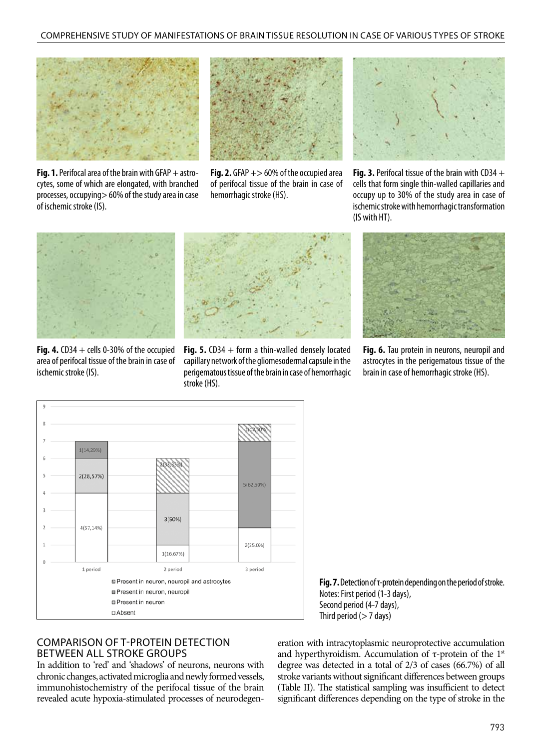**Fig. 1.** Perifocal area of the brain with GFAP + astrocytes, some of which are elongated, with branched processes, occupying> 60% of the study area in case of ischemic stroke (IS).

**Fig. 2.** GFAP +> 60% of the occupied area of perifocal tissue of the brain in case of hemorrhagic stroke (HS).

**Fig. 3.** Perifocal tissue of the brain with CD34 + cells that form single thin-walled capillaries and occupy up to 30% of the study area in case of ischemic stroke with hemorrhagic transformation (IS with HT).

**Fig. 4.** CD34 + cells 0-30% of the occupied area of perifocal tissue of the brain in case of ischemic stroke (IS).

**Fig. 5.** CD34 + form a thin-walled densely located capillary network of the gliomesodermal capsule in the perigematous tissue of the brain in case of hemorrhagic stroke (HS).

**Fig. 6.** Tau protein in neurons, neuropil and astrocytes in the perigematous tissue of the brain in case of hemorrhagic stroke (HS).

**Fig. 7.** Detection of τ-protein depending on the period of stroke.
Notes: First period (1-3 days),
Second period (4-7 days),
Third period (> 7 days)

## COMPARISON OF T-PROTEIN DETECTION BETWEEN ALL STROKE GROUPS

In addition to 'red' and 'shadows' of neurons, neurons with chronic changes, activated microglia and newly formed vessels, immunohistochemistry of the perifocal tissue of the brain revealed acute hypoxia-stimulated processes of neurodegeneration with intracytoplasmic neuroprotective accumulation and hyperthyroidism. Accumulation of τ-protein of the 1[st] degree was detected in a total of 2/3 of cases (66.7%) of all stroke variants without significant differences between groups (Table II). The statistical sampling was insufficient to detect significant differences depending on the type of stroke in the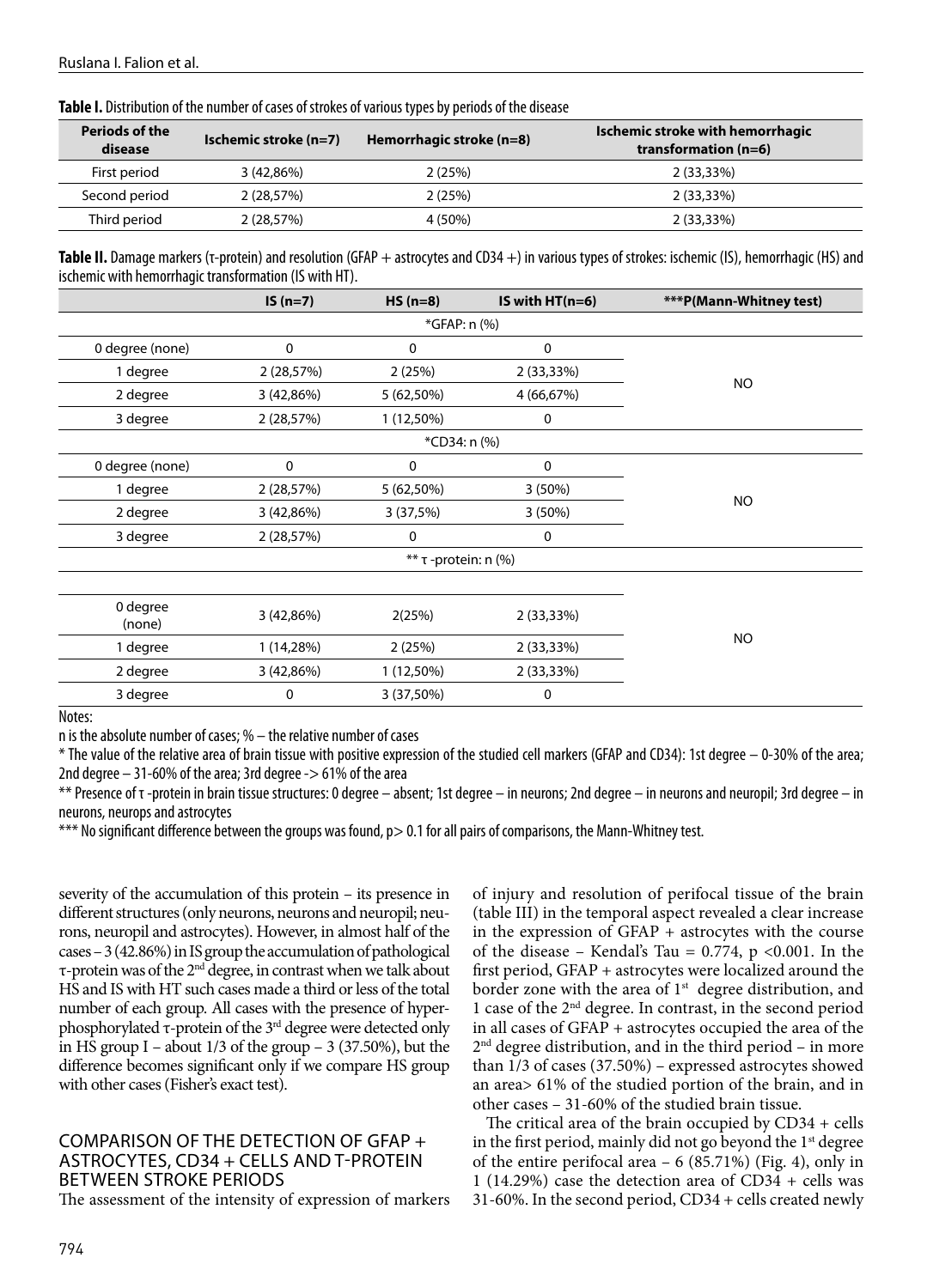**Table I.** Distribution of the number of cases of strokes of various types by periods of the disease

| Periods of the disease | Ischemic stroke (n=7) | Hemorrhagic stroke (n=8) | Ischemic stroke with hemorrhagic transformation (n=6) |
|---|---|---|---|
| First period | 3 (42,86%) | 2 (25%) | 2 (33,33%) |
| Second period | 2 (28,57%) | 2 (25%) | 2 (33,33%) |
| Third period | 2 (28,57%) | 4 (50%) | 2 (33,33%) |

**Table II.** Damage markers (τ-protein) and resolution (GFAP + astrocytes and CD34 +) in various types of strokes: ischemic (IS), hemorrhagic (HS) and ischemic with hemorrhagic transformation (IS with HT).

| | IS (n=7) | HS (n=8) | IS with HT(n=6) | ***P(Mann-Whitney test) |
|---|---|---|---|---|
| | | *GFAP: n (%) | | |
| 0 degree (none) | 0 | 0 | 0 | NO |
| 1 degree | 2 (28,57%) | 2 (25%) | 2 (33,33%) | |
| 2 degree | 3 (42,86%) | 5 (62,50%) | 4 (66,67%) | |
| 3 degree | 2 (28,57%) | 1 (12,50%) | 0 | |
| | | *CD34: n (%) | | |
| 0 degree (none) | 0 | 0 | 0 | NO |
| 1 degree | 2 (28,57%) | 5 (62,50%) | 3 (50%) | |
| 2 degree | 3 (42,86%) | 3 (37,5%) | 3 (50%) | |
| 3 degree | 2 (28,57%) | 0 | 0 | |
| | | ** τ -protein: n (%) | | |
| 0 degree (none) | 3 (42,86%) | 2(25%) | 2 (33,33%) | NO |
| 1 degree | 1 (14,28%) | 2 (25%) | 2 (33,33%) | |
| 2 degree | 3 (42,86%) | 1 (12,50%) | 2 (33,33%) | |
| 3 degree | 0 | 3 (37,50%) | 0 | |

Notes:

n is the absolute number of cases; % – the relative number of cases

\* The value of the relative area of brain tissue with positive expression of the studied cell markers (GFAP and CD34): 1st degree – 0-30% of the area; 2nd degree – 31-60% of the area; 3rd degree -> 61% of the area

\*\* Presence of τ -protein in brain tissue structures: 0 degree – absent; 1st degree – in neurons; 2nd degree – in neurons and neuropil; 3rd degree – in neurons, neurops and astrocytes

\*\*\* No significant difference between the groups was found, p> 0.1 for all pairs of comparisons, the Mann-Whitney test.

severity of the accumulation of this protein – its presence in different structures (only neurons, neurons and neuropil; neurons, neuropil and astrocytes). However, in almost half of the cases – 3 (42.86%) in IS group the accumulation of pathological τ-protein was of the 2nd degree, in contrast when we talk about HS and IS with HT such cases made a third or less of the total number of each group. All cases with the presence of hyperphosphorylated τ-protein of the 3rd degree were detected only in HS group I – about 1/3 of the group – 3 (37.50%), but the difference becomes significant only if we compare HS group with other cases (Fisher's exact test).

## COMPARISON OF THE DETECTION OF GFAP + ASTROCYTES, CD34 + CELLS AND T-PROTEIN BETWEEN STROKE PERIODS

The assessment of the intensity of expression of markers of injury and resolution of perifocal tissue of the brain (table III) in the temporal aspect revealed a clear increase in the expression of GFAP + astrocytes with the course of the disease – Kendal's Tau = 0.774, p <0.001. In the first period, GFAP + astrocytes were localized around the border zone with the area of 1st degree distribution, and 1 case of the 2nd degree. In contrast, in the second period in all cases of GFAP + astrocytes occupied the area of the 2nd degree distribution, and in the third period – in more than 1/3 of cases (37.50%) – expressed astrocytes showed an area> 61% of the studied portion of the brain, and in other cases – 31-60% of the studied brain tissue.

The critical area of the brain occupied by CD34 + cells in the first period, mainly did not go beyond the 1st degree of the entire perifocal area – 6 (85.71%) (Fig. 4), only in 1 (14.29%) case the detection area of CD34 + cells was 31-60%. In the second period, CD34 + cells created newly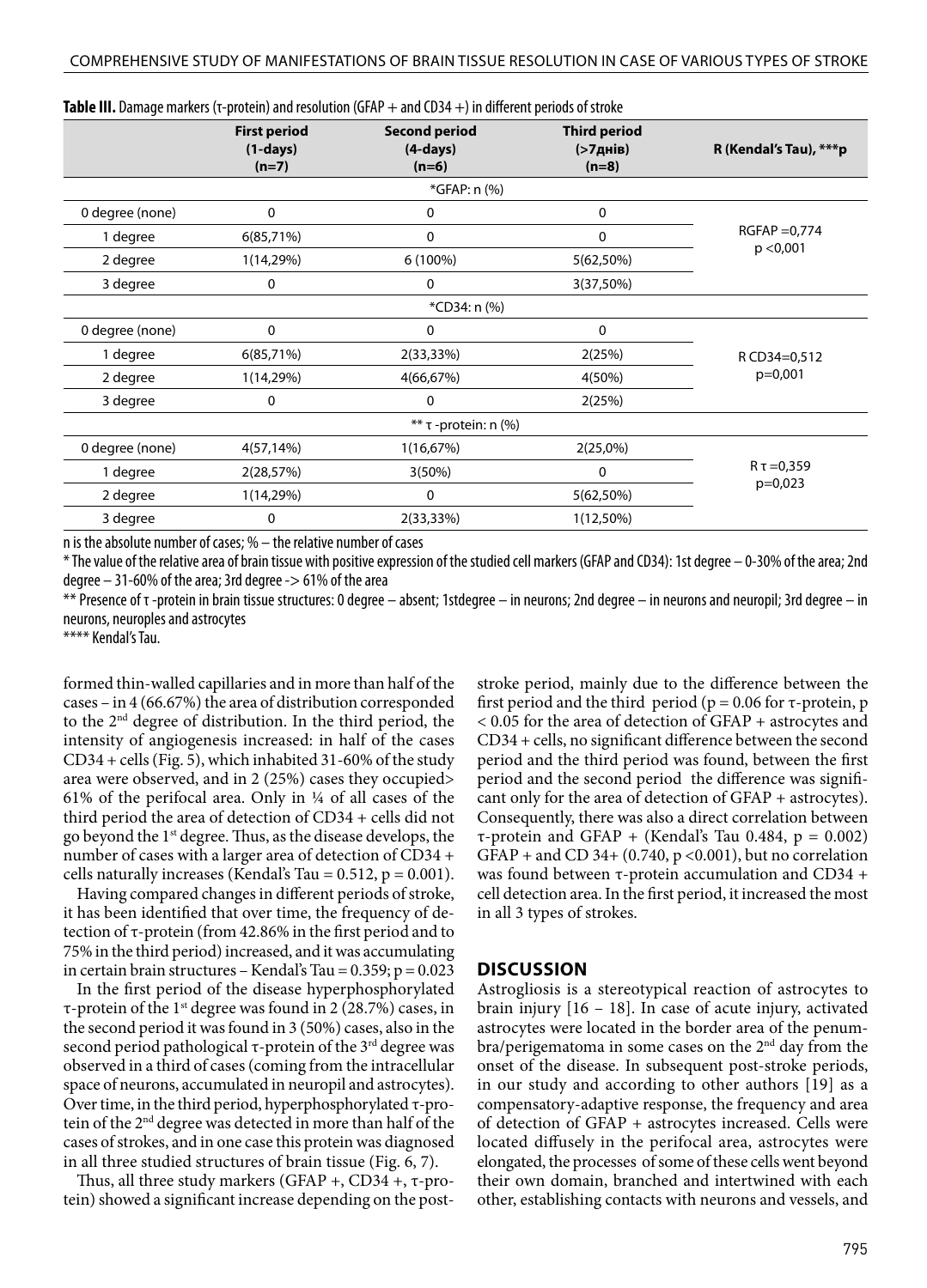**Table III.** Damage markers (τ-protein) and resolution (GFAP + and CD34 +) in different periods of stroke

| | First period (1-days) (n=7) | Second period (4-days) (n=6) | Third period (>7днів) (n=8) | R (Kendal's Tau), ***p |
|---|---|---|---|---|
| *GFAP: n (%) | | | | |
| 0 degree (none) | 0 | 0 | 0 | RGFAP =0,774 p <0,001 |
| 1 degree | 6(85,71%) | 0 | 0 | |
| 2 degree | 1(14,29%) | 6 (100%) | 5(62,50%) | |
| 3 degree | 0 | 0 | 3(37,50%) | |
| *CD34: n (%) | | | | |
| 0 degree (none) | 0 | 0 | 0 | R CD34=0,512 p=0,001 |
| 1 degree | 6(85,71%) | 2(33,33%) | 2(25%) | |
| 2 degree | 1(14,29%) | 4(66,67%) | 4(50%) | |
| 3 degree | 0 | 0 | 2(25%) | |
| ** τ -protein: n (%) | | | | |
| 0 degree (none) | 4(57,14%) | 1(16,67%) | 2(25,0%) | R τ =0,359 p=0,023 |
| 1 degree | 2(28,57%) | 3(50%) | 0 | |
| 2 degree | 1(14,29%) | 0 | 5(62,50%) | |
| 3 degree | 0 | 2(33,33%) | 1(12,50%) | |

n is the absolute number of cases; % – the relative number of cases

* The value of the relative area of brain tissue with positive expression of the studied cell markers (GFAP and CD34): 1st degree – 0-30% of the area; 2nd degree – 31-60% of the area; 3rd degree -> 61% of the area

** Presence of τ -protein in brain tissue structures: 0 degree – absent; 1stdegree – in neurons; 2nd degree – in neurons and neuropil; 3rd degree – in neurons, neuroples and astrocytes

**** Kendal's Tau.

formed thin-walled capillaries and in more than half of the cases – in 4 (66.67%) the area of distribution corresponded to the 2nd degree of distribution. In the third period, the intensity of angiogenesis increased: in half of the cases CD34 + cells (Fig. 5), which inhabited 31-60% of the study area were observed, and in 2 (25%) cases they occupied> 61% of the perifocal area. Only in ¼ of all cases of the third period the area of detection of CD34 + cells did not go beyond the 1st degree. Thus, as the disease develops, the number of cases with a larger area of detection of CD34 + cells naturally increases (Kendall's Tau = 0.512, p = 0.001).

Having compared changes in different periods of stroke, it has been identified that over time, the frequency of detection of τ-protein (from 42.86% in the first period and to 75% in the third period) increased, and it was accumulating in certain brain structures – Kendal's Tau = 0.359; p = 0.023

In the first period of the disease hyperphosphorylated τ-protein of the 1st degree was found in 2 (28.7%) cases, in the second period it was found in 3 (50%) cases, also in the second period pathological τ-protein of the 3rd degree was observed in a third of cases (coming from the intracellular space of neurons, accumulated in neuropil and astrocytes). Over time, in the third period, hyperphosphorylated τ-protein of the 2nd degree was detected in more than half of the cases of strokes, and in one case this protein was diagnosed in all three studied structures of brain tissue (Fig. 6, 7).

Thus, all three study markers (GFAP +, CD34 +, τ-protein) showed a significant increase depending on the post-stroke period, mainly due to the difference between the first period and the third period (p = 0.06 for τ-protein, p < 0.05 for the area of detection of GFAP + astrocytes and CD34 + cells, no significant difference between the second period and the third period was found, between the first period and the second period the difference was significant only for the area of detection of GFAP + astrocytes). Consequently, there was also a direct correlation between τ-protein and GFAP + (Kendal's Tau 0.484, p = 0.002) GFAP + and CD 34+ (0.740, p <0.001), but no correlation was found between τ-protein accumulation and CD34 + cell detection area. In the first period, it increased the most in all 3 types of strokes.

## DISCUSSION

Astrogliosis is a stereotypical reaction of astrocytes to brain injury [16 – 18]. In case of acute injury, activated astrocytes were located in the border area of the penumbra/perigematoma in some cases on the 2nd day from the onset of the disease. In subsequent post-stroke periods, in our study and according to other authors [19] as a compensatory-adaptive response, the frequency and area of detection of GFAP + astrocytes increased. Cells were located diffusely in the perifocal area, astrocytes were elongated, the processes of some of these cells went beyond their own domain, branched and intertwined with each other, establishing contacts with neurons and vessels, and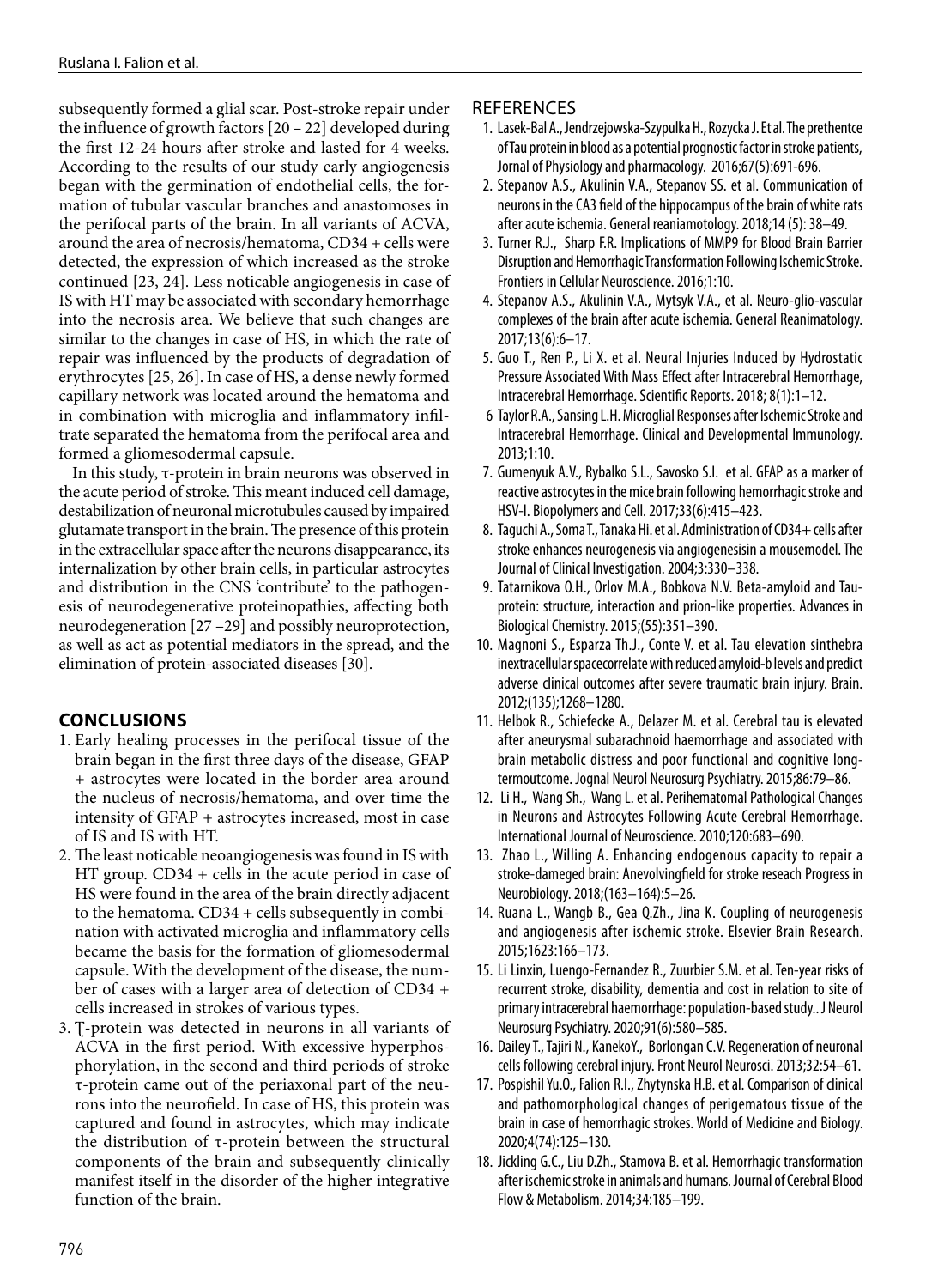subsequently formed a glial scar. Post-stroke repair under the influence of growth factors [20 – 22] developed during the first 12-24 hours after stroke and lasted for 4 weeks. According to the results of our study early angiogenesis began with the germination of endothelial cells, the formation of tubular vascular branches and anastomoses in the perifocal parts of the brain. In all variants of ACVA, around the area of necrosis/hematoma, CD34 + cells were detected, the expression of which increased as the stroke continued [23, 24]. Less noticable angiogenesis in case of IS with HT may be associated with secondary hemorrhage into the necrosis area. We believe that such changes are similar to the changes in case of HS, in which the rate of repair was influenced by the products of degradation of erythrocytes [25, 26]. In case of HS, a dense newly formed capillary network was located around the hematoma and in combination with microglia and inflammatory infiltrate separated the hematoma from the perifocal area and formed a gliomesodermal capsule.

In this study, τ-protein in brain neurons was observed in the acute period of stroke. This meant induced cell damage, destabilization of neuronal microtubules caused by impaired glutamate transport in the brain. The presence of this protein in the extracellular space after the neurons disappearance, its internalization by other brain cells, in particular astrocytes and distribution in the CNS 'contribute' to the pathogenesis of neurodegenerative proteinopathies, affecting both neurodegeneration [27 –29] and possibly neuroprotection, as well as act as potential mediators in the spread, and the elimination of protein-associated diseases [30].

## CONCLUSIONS

1. Early healing processes in the perifocal tissue of the brain began in the first three days of the disease, GFAP + astrocytes were located in the border area around the nucleus of necrosis/hematoma, and over time the intensity of GFAP + astrocytes increased, most in case of IS and IS with HT.
2. The least noticable neoangiogenesis was found in IS with HT group. CD34 + cells in the acute period in case of HS were found in the area of the brain directly adjacent to the hematoma. CD34 + cells subsequently in combination with activated microglia and inflammatory cells became the basis for the formation of gliomesodermal capsule. With the development of the disease, the number of cases with a larger area of detection of CD34 + cells increased in strokes of various types.
3. Ț-protein was detected in neurons in all variants of ACVA in the first period. With excessive hyperphosphorylation, in the second and third periods of stroke τ-protein came out of the periaxonal part of the neurons into the neurofield. In case of HS, this protein was captured and found in astrocytes, which may indicate the distribution of τ-protein between the structural components of the brain and subsequently clinically manifest itself in the disorder of the higher integrative function of the brain.

## REFERENCES

1. Lasek-Bal A., Jendrzejowska-Szypulka H., Rozycka J. Et al. The prethentce of Tau protein in blood as a potential prognostic factor in stroke patients, Jornal of Physiology and pharmacology. 2016;67(5):691-696.
2. Stepanov A.S., Akulinin V.A., Stepanov SS. et al. Communication of neurons in the CA3 field of the hippocampus of the brain of white rats after acute ischemia. General reaniamotology. 2018;14 (5): 38–49.
3. Turner R.J., Sharp F.R. Implications of MMP9 for Blood Brain Barrier Disruption and Hemorrhagic Transformation Following Ischemic Stroke. Frontiers in Cellular Neuroscience. 2016;1:10.
4. Stepanov A.S., Akulinin V.A., Mytsyk V.A., et al. Neuro-glio-vascular complexes of the brain after acute ischemia. General Reanimatology. 2017;13(6):6–17.
5. Guo T., Ren P., Li X. et al. Neural Injuries Induced by Hydrostatic Pressure Associated With Mass Effect after Intracerebral Hemorrhage, Intracerebral Hemorrhage. Scientific Reports. 2018; 8(1):1–12.
6. Taylor R.A., Sansing L.H. Microglial Responses after Ischemic Stroke and Intracerebral Hemorrhage. Clinical and Developmental Immunology. 2013;1:10.
7. Gumenyuk A.V., Rybalko S.L., Savosko S.I. et al. GFAP as a marker of reactive astrocytes in the mice brain following hemorrhagic stroke and HSV-I. Biopolymers and Cell. 2017;33(6):415–423.
8. Taguchi A., Soma T., Tanaka Hi. et al. Administration of CD34+ cells after stroke enhances neurogenesis via angiogenesisin a mousemodel. The Journal of Clinical Investigation. 2004;3:330–338.
9. Tatarnikova O.H., Orlov M.A., Bobkova N.V. Beta-amyloid and Tau-protein: structure, interaction and prion-like properties. Advances in Biological Chemistry. 2015;(55):351–390.
10. Magnoni S., Esparza Th.J., Conte V. et al. Tau elevation sinthebra inextracellular spacecorrelate with reduced amyloid-b levels and predict adverse clinical outcomes after severe traumatic brain injury. Brain. 2012;(135);1268–1280.
11. Helbok R., Schiefecke A., Delazer M. et al. Cerebral tau is elevated after aneurysmal subarachnoid haemorrhage and associated with brain metabolic distress and poor functional and cognitive longtermoutcome. Jognal Neurol Neurosurg Psychiatry. 2015;86:79–86.
12. Li H., Wang Sh., Wang L. et al. Perihematomal Pathological Changes in Neurons and Astrocytes Following Acute Cerebral Hemorrhage. International Journal of Neuroscience. 2010;120:683–690.
13. Zhao L., Willing A. Enhancing endogenous capacity to repair a stroke-dameged brain: Anevolvingfield for stroke reseach Progress in Neurobiology. 2018;(163–164):5–26.
14. Ruana L., Wangb B., Gea Q.Zh., Jina K. Coupling of neurogenesis and angiogenesis after ischemic stroke. Elsevier Brain Research. 2015;1623:166–173.
15. Li Linxin, Luengo-Fernandez R., Zuurbier S.M. et al. Ten-year risks of recurrent stroke, disability, dementia and cost in relation to site of primary intracerebral haemorrhage: population-based study.. J Neurol Neurosurg Psychiatry. 2020;91(6):580–585.
16. Dailey T., Tajiri N., KanekoY., Borlongan C.V. Regeneration of neuronal cells following cerebral injury. Front Neurol Neurosci. 2013;32:54–61.
17. Pospishil Yu.O., Falion R.I., Zhytynska H.B. et al. Comparison of clinical and pathomorphological changes of perigematous tissue of the brain in case of hemorrhagic strokes. World of Medicine and Biology. 2020;4(74):125–130.
18. Jickling G.C., Liu D.Zh., Stamova B. et al. Hemorrhagic transformation after ischemic stroke in animals and humans. Journal of Cerebral Blood Flow & Metabolism. 2014;34:185–199.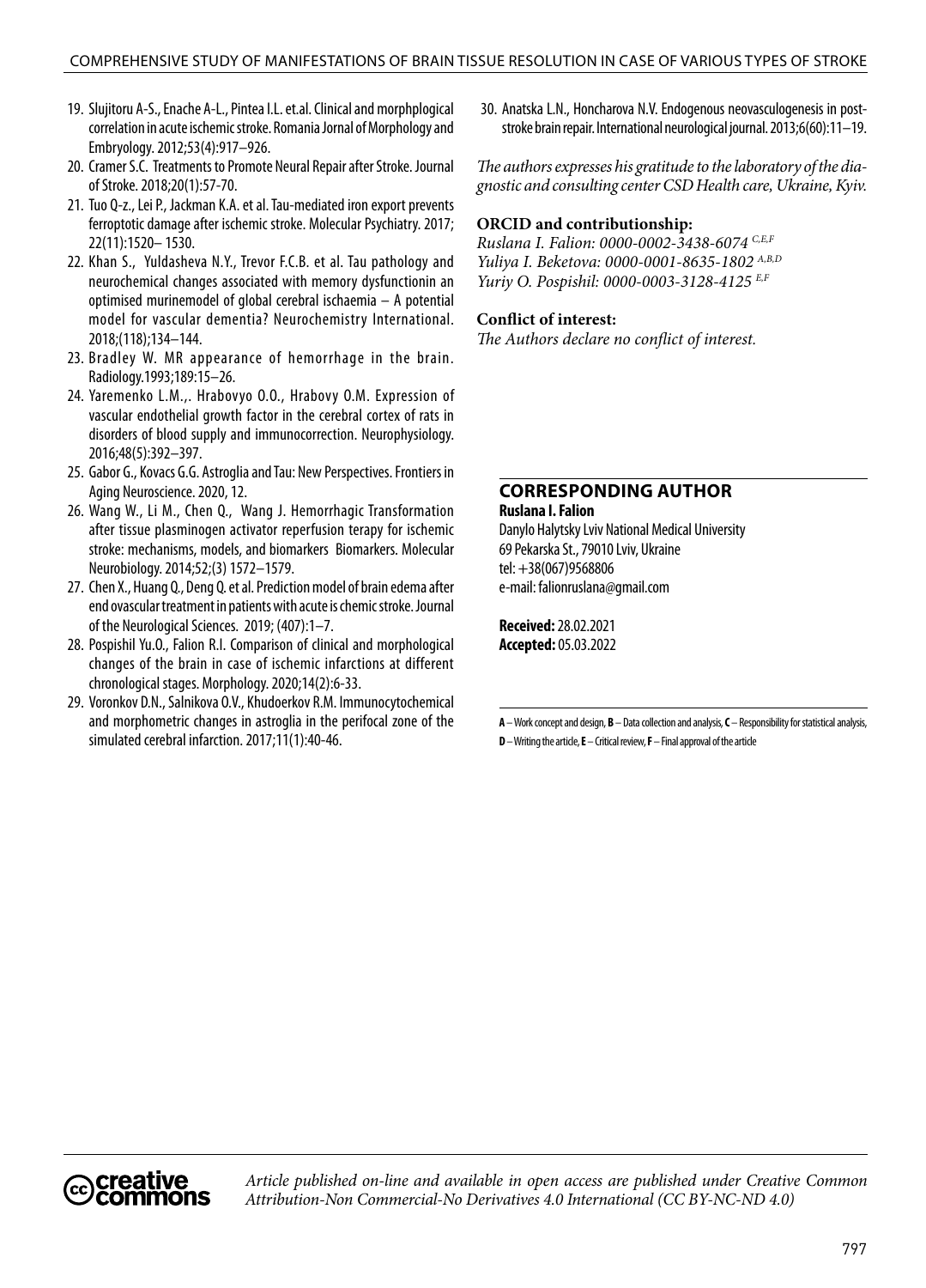19. Slujitoru A-S., Enache A-L., Pintea I.L. et.al. Clinical and morphplogical correlation in acute ischemic stroke. Romania Jornal of Morphology and Embryology. 2012;53(4):917–926.
20. Cramer S.C. Treatments to Promote Neural Repair after Stroke. Journal of Stroke. 2018;20(1):57-70.
21. Tuo Q-z., Lei P., Jackman K.A. et al. Tau-mediated iron export prevents ferroptotic damage after ischemic stroke. Molecular Psychiatry. 2017; 22(11):1520– 1530.
22. Khan S., Yuldasheva N.Y., Trevor F.C.B. et al. Tau pathology and neurochemical changes associated with memory dysfunctionin an optimised murinemodel of global cerebral ischaemia – A potential model for vascular dementia? Neurochemistry International. 2018;(118);134–144.
23. Bradley W. MR appearance of hemorrhage in the brain. Radiology.1993;189:15–26.
24. Yaremenko L.M.,. Hrabovyo O.O., Hrabovy O.M. Expression of vascular endothelial growth factor in the cerebral cortex of rats in disorders of blood supply and immunocorrection. Neurophysiology. 2016;48(5):392–397.
25. Gabor G., Kovacs G.G. Astroglia and Tau: New Perspectives. Frontiers in Aging Neuroscience. 2020, 12.
26. Wang W., Li M., Chen Q., Wang J. Hemorrhagic Transformation after tissue plasminogen activator reperfusion terapy for ischemic stroke: mechanisms, models, and biomarkers Biomarkers. Molecular Neurobiology. 2014;52;(3) 1572–1579.
27. Chen X., Huang Q., Deng Q. et al. Prediction model of brain edema after end ovascular treatment in patients with acute is chemic stroke. Journal of the Neurological Sciences. 2019; (407):1–7.
28. Pospishil Yu.O., Falion R.I. Comparison of clinical and morphological changes of the brain in case of ischemic infarctions at different chronological stages. Morphology. 2020;14(2):6-33.
29. Voronkov D.N., Salnikova O.V., Khudoerkov R.M. Immunocytochemical and morphometric changes in astroglia in the perifocal zone of the simulated cerebral infarction. 2017;11(1):40-46.
30. Anatska L.N., Honcharova N.V. Endogenous neovasculogenesis in post-stroke brain repair. International neurological journal. 2013;6(60):11–19.

*The authors expresses his gratitude to the laboratory of the diagnostic and consulting center CSD Health care, Ukraine, Kyiv.*

**ORCID and contributionship:**

*Ruslana I. Falion: 0000-0002-3438-6074* [C,E,F]
*Yuliya I. Beketova: 0000-0001-8635-1802* [A,B,D]
*Yuriy O. Pospishil: 0000-0003-3128-4125* [E,F]

**Conflict of interest:**

*The Authors declare no conflict of interest.*

## CORRESPONDING AUTHOR

**Ruslana I. Falion**
Danylo Halytsky Lviv National Medical University
69 Pekarska St., 79010 Lviv, Ukraine
tel: +38(067)9568806
e-mail: falionruslana@gmail.com

**Received:** 28.02.2021
**Accepted:** 05.03.2022

**A** – Work concept and design, **B** – Data collection and analysis, **C** – Responsibility for statistical analysis, **D** – Writing the article, **E** – Critical review, **F** – Final approval of the article

*Article published on-line and available in open access are published under Creative Common Attribution-Non Commercial-No Derivatives 4.0 International (CC BY-NC-ND 4.0)*